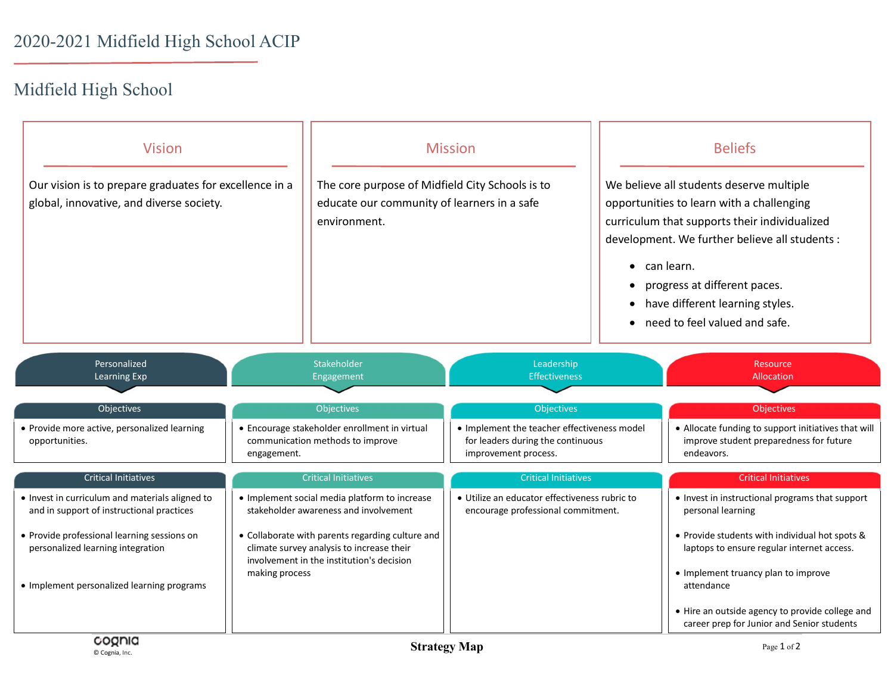# 2020-2021 Midfield High School ACIP

## Midfield High School

### Vision

Our vision is to prepare graduates for excellence in a global, innovative, and diverse society.

### Mission

The core purpose of Midfield City Schools is to educate our community of learners in a safe environment.

### Beliefs

We believe all students deserve multiple opportunities to learn with a challenging curriculum that supports their individualized development. We further believe all students :

- can learn.
- progress at different paces.
- have different learning styles.
- need to feel valued and safe.

## Personalized Learning Exp

### Objectives

- Provide more active, personalized learning opportunities.

### Critical Initiatives

- Invest in curriculum and materials aligned to and in support of instructional practices
- Provide professional learning sessions on personalized learning integration
- Implement personalized learning programs

## Stakeholder Engagement

### Objectives

- Encourage stakeholder enrollment in virtual communication methods to improve engagement.

### Critical Initiatives

- Implement social media platform to increase stakeholder awareness and involvement
- Collaborate with parents regarding culture and climate survey analysis to increase their involvement in the institution's decision making process

## Leadership Effectiveness

### Objectives

- Implement the teacher effectiveness model for leaders during the continuous improvement process.

### Critical Initiatives

- Utilize an educator effectiveness rubric to encourage professional commitment.

## Resource Allocation

### Objectives

- Allocate funding to support initiatives that will improve student preparedness for future endeavors.

### Critical Initiatives

- Invest in instructional programs that support personal learning
- Provide students with individual hot spots & laptops to ensure regular internet access.
- Implement truancy plan to improve attendance
- Hire an outside agency to provide college and career prep for Junior and Senior students

cognia
© Cognia, Inc.

**Strategy Map**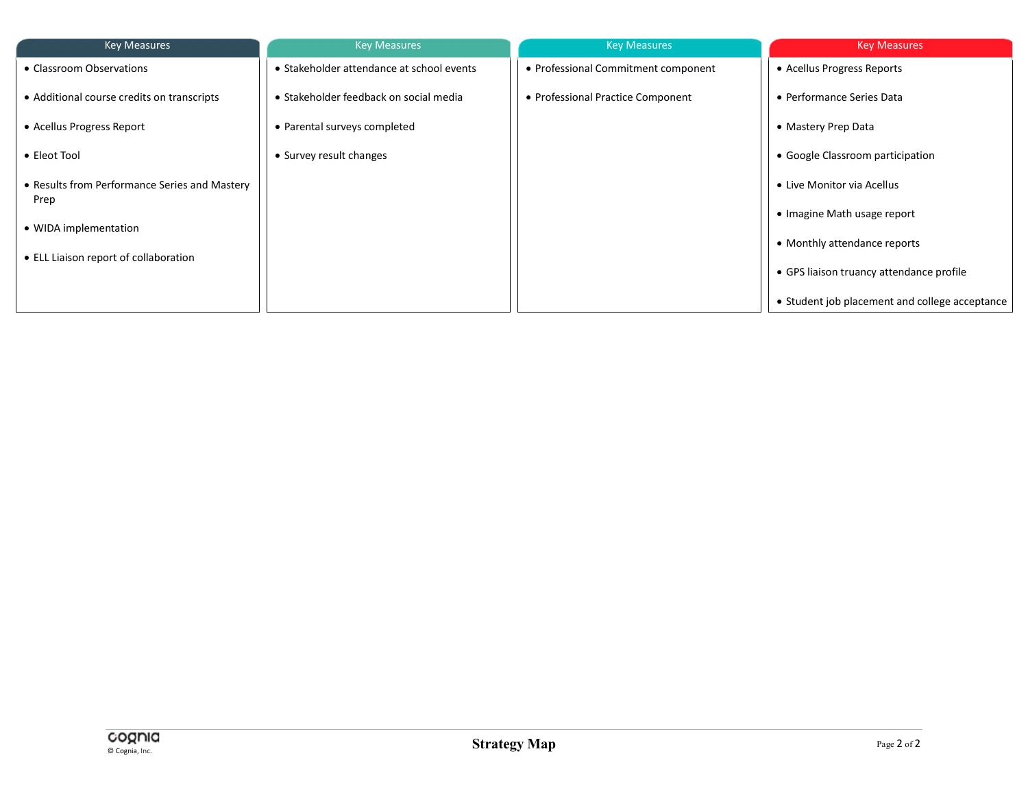### Key Measures

- Classroom Observations
- Additional course credits on transcripts
- Acellus Progress Report
- Eleot Tool
- Results from Performance Series and Mastery Prep
- WIDA implementation
- ELL Liaison report of collaboration

### Key Measures

- Stakeholder attendance at school events
- Stakeholder feedback on social media
- Parental surveys completed
- Survey result changes

### Key Measures

- Professional Commitment component
- Professional Practice Component

### Key Measures

- Acellus Progress Reports
- Performance Series Data
- Mastery Prep Data
- Google Classroom participation
- Live Monitor via Acellus
- Imagine Math usage report
- Monthly attendance reports
- GPS liaison truancy attendance profile
- Student job placement and college acceptance